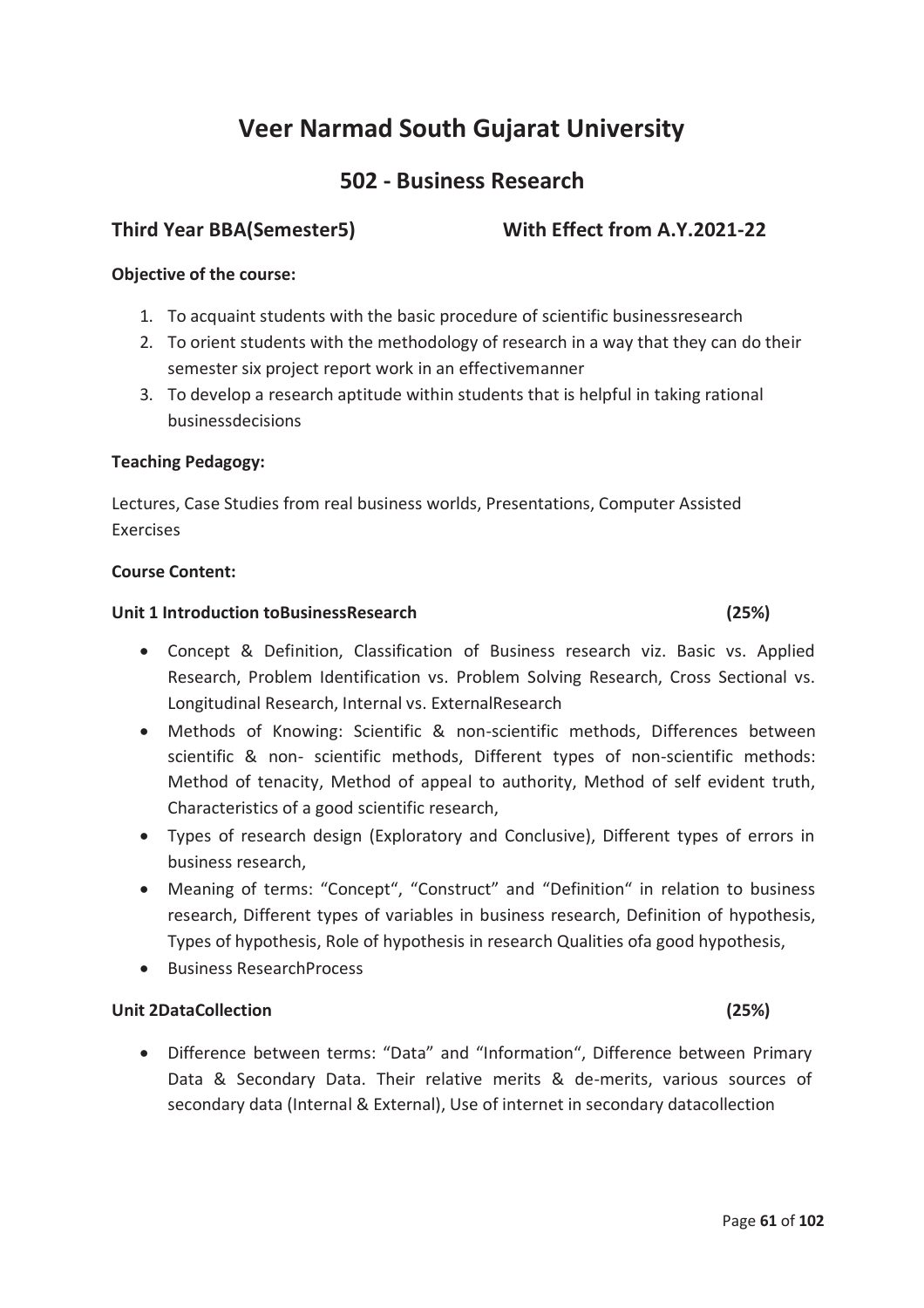# Veer Narmad South Gujarat University

## 502 - Business Research

**Third Year BBA(Semester5) With Effect from A.Y.2021-22**

**Objective of the course:**

1. To acquaint students with the basic procedure of scientific businessresearch
2. To orient students with the methodology of research in a way that they can do their semester six project report work in an effectivemanner
3. To develop a research aptitude within students that is helpful in taking rational businessdecisions

**Teaching Pedagogy:**

Lectures, Case Studies from real business worlds, Presentations, Computer Assisted Exercises

**Course Content:**

**Unit 1 Introduction toBusinessResearch (25%)**

- Concept & Definition, Classification of Business research viz. Basic vs. Applied Research, Problem Identification vs. Problem Solving Research, Cross Sectional vs. Longitudinal Research, Internal vs. ExternalResearch
- Methods of Knowing: Scientific & non-scientific methods, Differences between scientific & non- scientific methods, Different types of non-scientific methods: Method of tenacity, Method of appeal to authority, Method of self evident truth, Characteristics of a good scientific research,
- Types of research design (Exploratory and Conclusive), Different types of errors in business research,
- Meaning of terms: "Concept", "Construct" and "Definition" in relation to business research, Different types of variables in business research, Definition of hypothesis, Types of hypothesis, Role of hypothesis in research Qualities ofa good hypothesis,
- Business ResearchProcess

**Unit 2DataCollection (25%)**

- Difference between terms: "Data" and "Information", Difference between Primary Data & Secondary Data. Their relative merits & de-merits, various sources of secondary data (Internal & External), Use of internet in secondary datacollection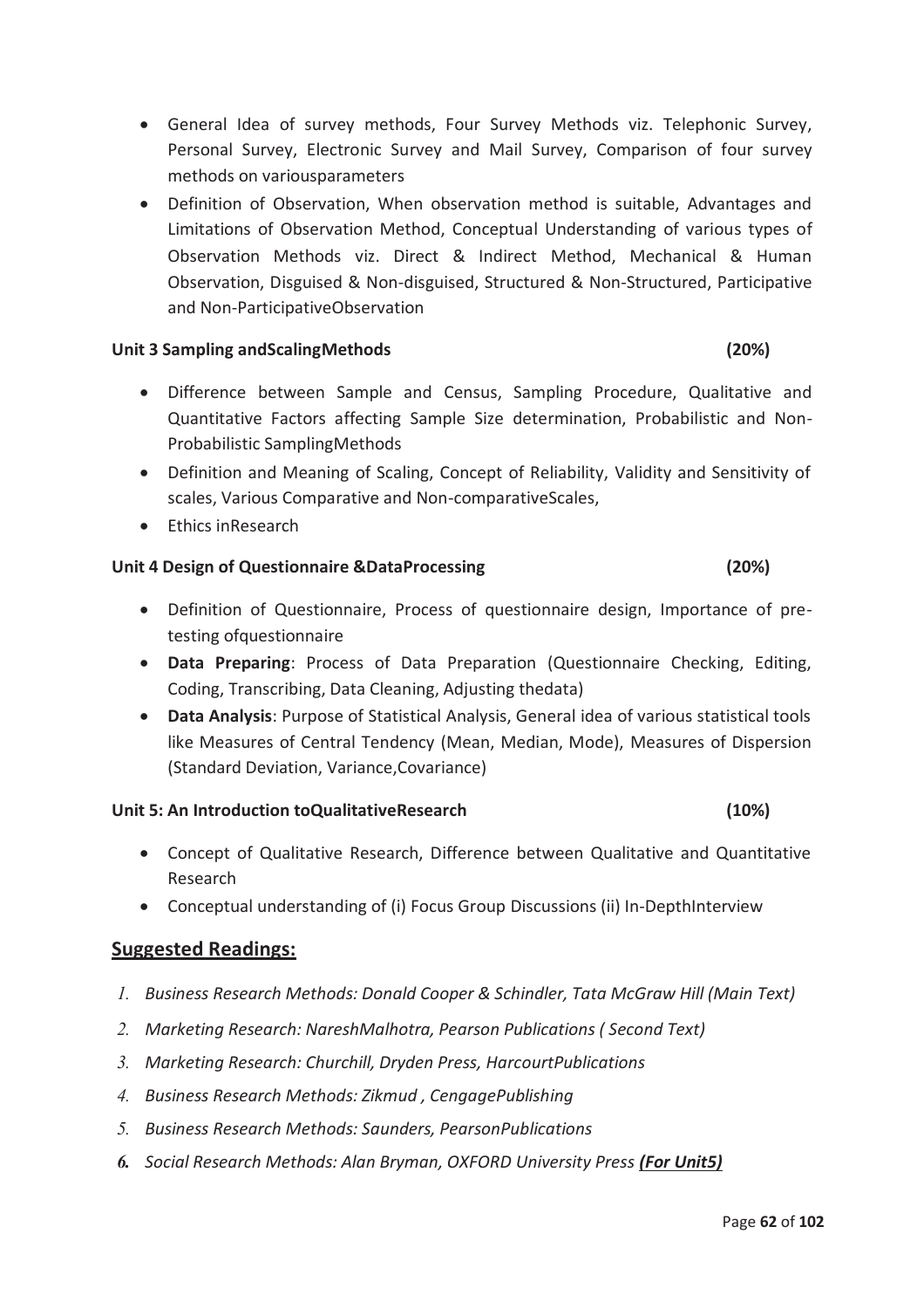- General Idea of survey methods, Four Survey Methods viz. Telephonic Survey, Personal Survey, Electronic Survey and Mail Survey, Comparison of four survey methods on variousparameters
- Definition of Observation, When observation method is suitable, Advantages and Limitations of Observation Method, Conceptual Understanding of various types of Observation Methods viz. Direct & Indirect Method, Mechanical & Human Observation, Disguised & Non-disguised, Structured & Non-Structured, Participative and Non-ParticipativeObservation

**Unit 3 Sampling andScalingMethods (20%)**

- Difference between Sample and Census, Sampling Procedure, Qualitative and Quantitative Factors affecting Sample Size determination, Probabilistic and Non-Probabilistic SamplingMethods
- Definition and Meaning of Scaling, Concept of Reliability, Validity and Sensitivity of scales, Various Comparative and Non-comparativeScales,
- Ethics inResearch

**Unit 4 Design of Questionnaire &DataProcessing (20%)**

- Definition of Questionnaire, Process of questionnaire design, Importance of pre-testing ofquestionnaire
- **Data Preparing**: Process of Data Preparation (Questionnaire Checking, Editing, Coding, Transcribing, Data Cleaning, Adjusting thedata)
- **Data Analysis**: Purpose of Statistical Analysis, General idea of various statistical tools like Measures of Central Tendency (Mean, Median, Mode), Measures of Dispersion (Standard Deviation, Variance,Covariance)

**Unit 5: An Introduction toQualitativeResearch (10%)**

- Concept of Qualitative Research, Difference between Qualitative and Quantitative Research
- Conceptual understanding of (i) Focus Group Discussions (ii) In-DepthInterview

## <u>Suggested Readings:</u>

1. *Business Research Methods: Donald Cooper & Schindler, Tata McGraw Hill (Main Text)*
2. *Marketing Research: NareshMalhotra, Pearson Publications ( Second Text)*
3. *Marketing Research: Churchill, Dryden Press, HarcourtPublications*
4. *Business Research Methods: Zikmud , CengagePublishing*
5. *Business Research Methods: Saunders, PearsonPublications*
6. *Social Research Methods: Alan Bryman, OXFORD University Press* ***<u>(For Unit5)</u>***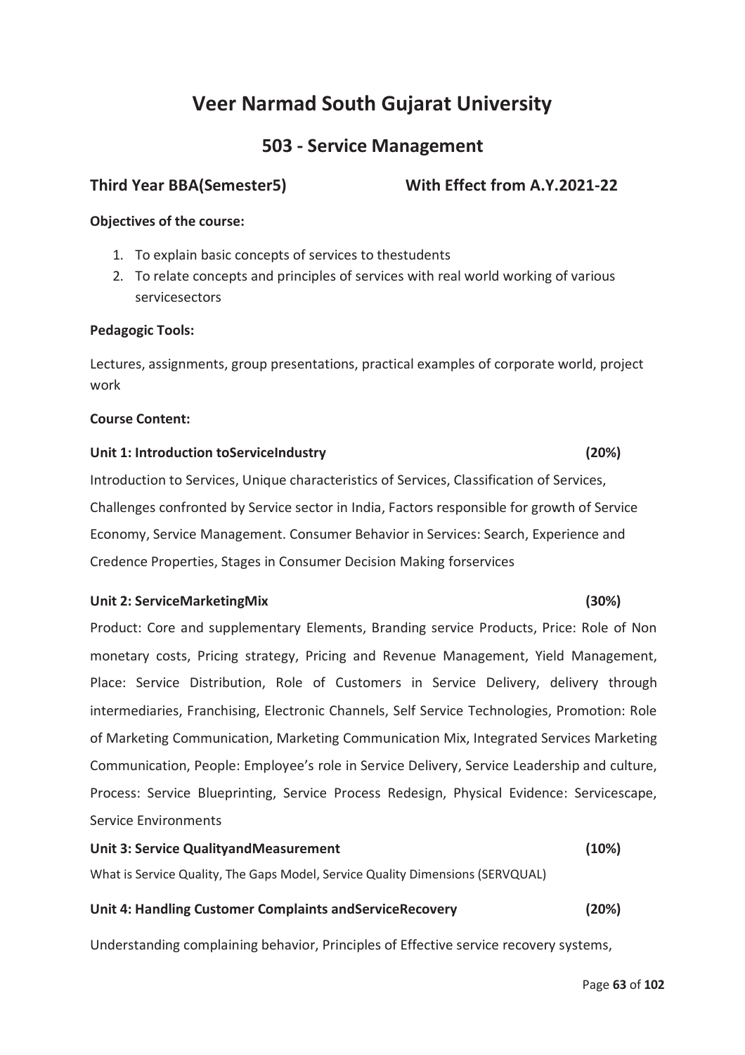# Veer Narmad South Gujarat University

## 503 - Service Management

**Third Year BBA(Semester5)** **With Effect from A.Y.2021-22**

**Objectives of the course:**

1. To explain basic concepts of services to thestudents
2. To relate concepts and principles of services with real world working of various servicesectors

**Pedagogic Tools:**

Lectures, assignments, group presentations, practical examples of corporate world, project work

**Course Content:**

**Unit 1: Introduction toServiceIndustry (20%)**

Introduction to Services, Unique characteristics of Services, Classification of Services, Challenges confronted by Service sector in India, Factors responsible for growth of Service Economy, Service Management. Consumer Behavior in Services: Search, Experience and Credence Properties, Stages in Consumer Decision Making forservices

**Unit 2: ServiceMarketingMix (30%)**

Product: Core and supplementary Elements, Branding service Products, Price: Role of Non monetary costs, Pricing strategy, Pricing and Revenue Management, Yield Management, Place: Service Distribution, Role of Customers in Service Delivery, delivery through intermediaries, Franchising, Electronic Channels, Self Service Technologies, Promotion: Role of Marketing Communication, Marketing Communication Mix, Integrated Services Marketing Communication, People: Employee's role in Service Delivery, Service Leadership and culture, Process: Service Blueprinting, Service Process Redesign, Physical Evidence: Servicescape, Service Environments

**Unit 3: Service QualityandMeasurement (10%)**

What is Service Quality, The Gaps Model, Service Quality Dimensions (SERVQUAL)

**Unit 4: Handling Customer Complaints andServiceRecovery (20%)**

Understanding complaining behavior, Principles of Effective service recovery systems,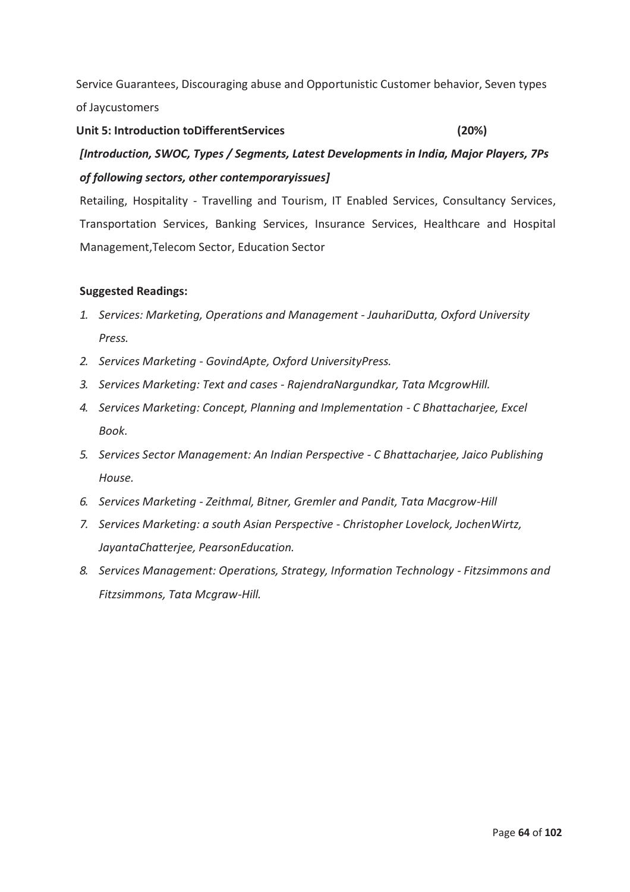Service Guarantees, Discouraging abuse and Opportunistic Customer behavior, Seven types of Jaycustomers

**Unit 5: Introduction toDifferentServices (20%)**

***[Introduction, SWOC, Types / Segments, Latest Developments in India, Major Players, 7Ps of following sectors, other contemporaryissues]***

Retailing, Hospitality - Travelling and Tourism, IT Enabled Services, Consultancy Services, Transportation Services, Banking Services, Insurance Services, Healthcare and Hospital Management,Telecom Sector, Education Sector

**Suggested Readings:**

1. *Services: Marketing, Operations and Management - JauhariDutta, Oxford University Press.*
2. *Services Marketing - GovindApte, Oxford UniversityPress.*
3. *Services Marketing: Text and cases - RajendraNargundkar, Tata McgrowHill.*
4. *Services Marketing: Concept, Planning and Implementation - C Bhattacharjee, Excel Book.*
5. *Services Sector Management: An Indian Perspective - C Bhattacharjee, Jaico Publishing House.*
6. *Services Marketing - Zeithmal, Bitner, Gremler and Pandit, Tata Macgrow-Hill*
7. *Services Marketing: a south Asian Perspective - Christopher Lovelock, JochenWirtz, JayantaChatterjee, PearsonEducation.*
8. *Services Management: Operations, Strategy, Information Technology - Fitzsimmons and Fitzsimmons, Tata Mcgraw-Hill.*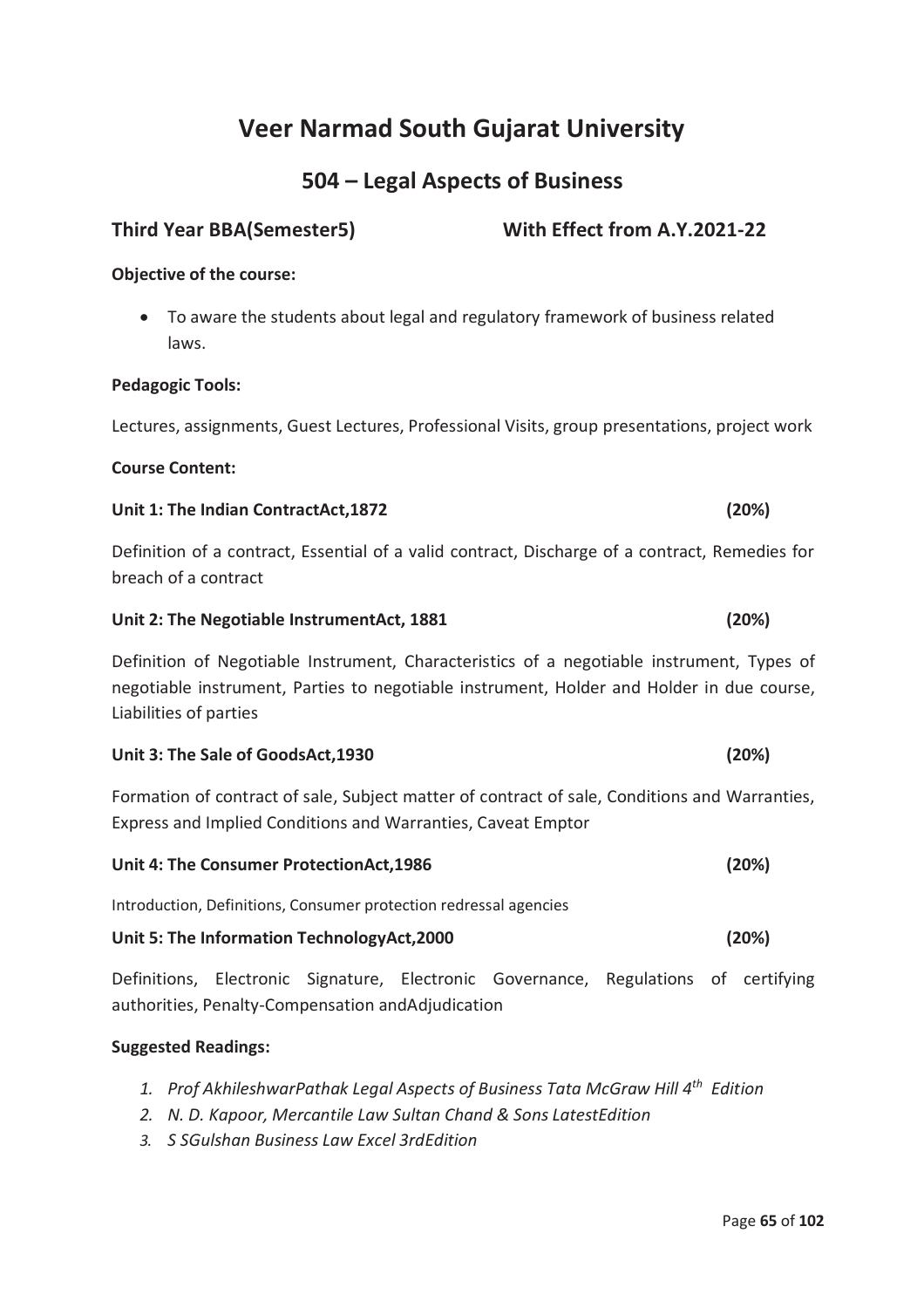# Veer Narmad South Gujarat University

## 504 – Legal Aspects of Business

**Third Year BBA(Semester5)** **With Effect from A.Y.2021-22**

**Objective of the course:**

- To aware the students about legal and regulatory framework of business related laws.

**Pedagogic Tools:**

Lectures, assignments, Guest Lectures, Professional Visits, group presentations, project work

**Course Content:**

**Unit 1: The Indian ContractAct,1872** **(20%)**

Definition of a contract, Essential of a valid contract, Discharge of a contract, Remedies for breach of a contract

**Unit 2: The Negotiable InstrumentAct, 1881** **(20%)**

Definition of Negotiable Instrument, Characteristics of a negotiable instrument, Types of negotiable instrument, Parties to negotiable instrument, Holder and Holder in due course, Liabilities of parties

**Unit 3: The Sale of GoodsAct,1930** **(20%)**

Formation of contract of sale, Subject matter of contract of sale, Conditions and Warranties, Express and Implied Conditions and Warranties, Caveat Emptor

**Unit 4: The Consumer ProtectionAct,1986** **(20%)**

Introduction, Definitions, Consumer protection redressal agencies

**Unit 5: The Information TechnologyAct,2000** **(20%)**

Definitions, Electronic Signature, Electronic Governance, Regulations of certifying authorities, Penalty-Compensation andAdjudication

**Suggested Readings:**

1. *Prof AkhileshwarPathak Legal Aspects of Business Tata McGraw Hill 4th Edition*
2. *N. D. Kapoor, Mercantile Law Sultan Chand & Sons LatestEdition*
3. *S SGulshan Business Law Excel 3rdEdition*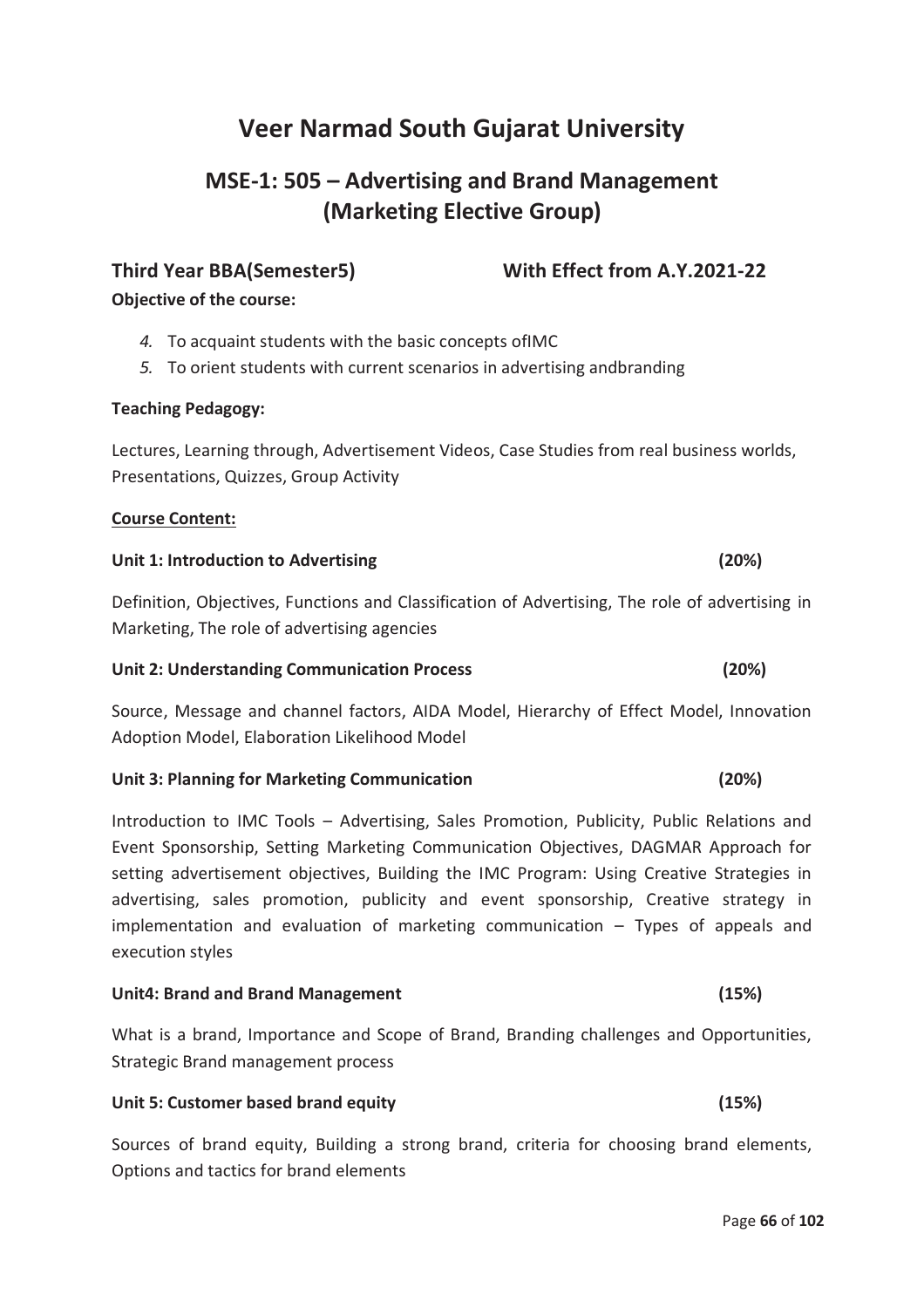# Veer Narmad South Gujarat University

## MSE-1: 505 – Advertising and Brand Management (Marketing Elective Group)

**Third Year BBA(Semester5)** **With Effect from A.Y.2021-22**

**Objective of the course:**

4. To acquaint students with the basic concepts ofIMC
5. To orient students with current scenarios in advertising andbranding

**Teaching Pedagogy:**

Lectures, Learning through, Advertisement Videos, Case Studies from real business worlds, Presentations, Quizzes, Group Activity

**Course Content:**

**Unit 1: Introduction to Advertising (20%)**

Definition, Objectives, Functions and Classification of Advertising, The role of advertising in Marketing, The role of advertising agencies

**Unit 2: Understanding Communication Process (20%)**

Source, Message and channel factors, AIDA Model, Hierarchy of Effect Model, Innovation Adoption Model, Elaboration Likelihood Model

**Unit 3: Planning for Marketing Communication (20%)**

Introduction to IMC Tools – Advertising, Sales Promotion, Publicity, Public Relations and Event Sponsorship, Setting Marketing Communication Objectives, DAGMAR Approach for setting advertisement objectives, Building the IMC Program: Using Creative Strategies in advertising, sales promotion, publicity and event sponsorship, Creative strategy in implementation and evaluation of marketing communication – Types of appeals and execution styles

**Unit4: Brand and Brand Management (15%)**

What is a brand, Importance and Scope of Brand, Branding challenges and Opportunities, Strategic Brand management process

**Unit 5: Customer based brand equity (15%)**

Sources of brand equity, Building a strong brand, criteria for choosing brand elements, Options and tactics for brand elements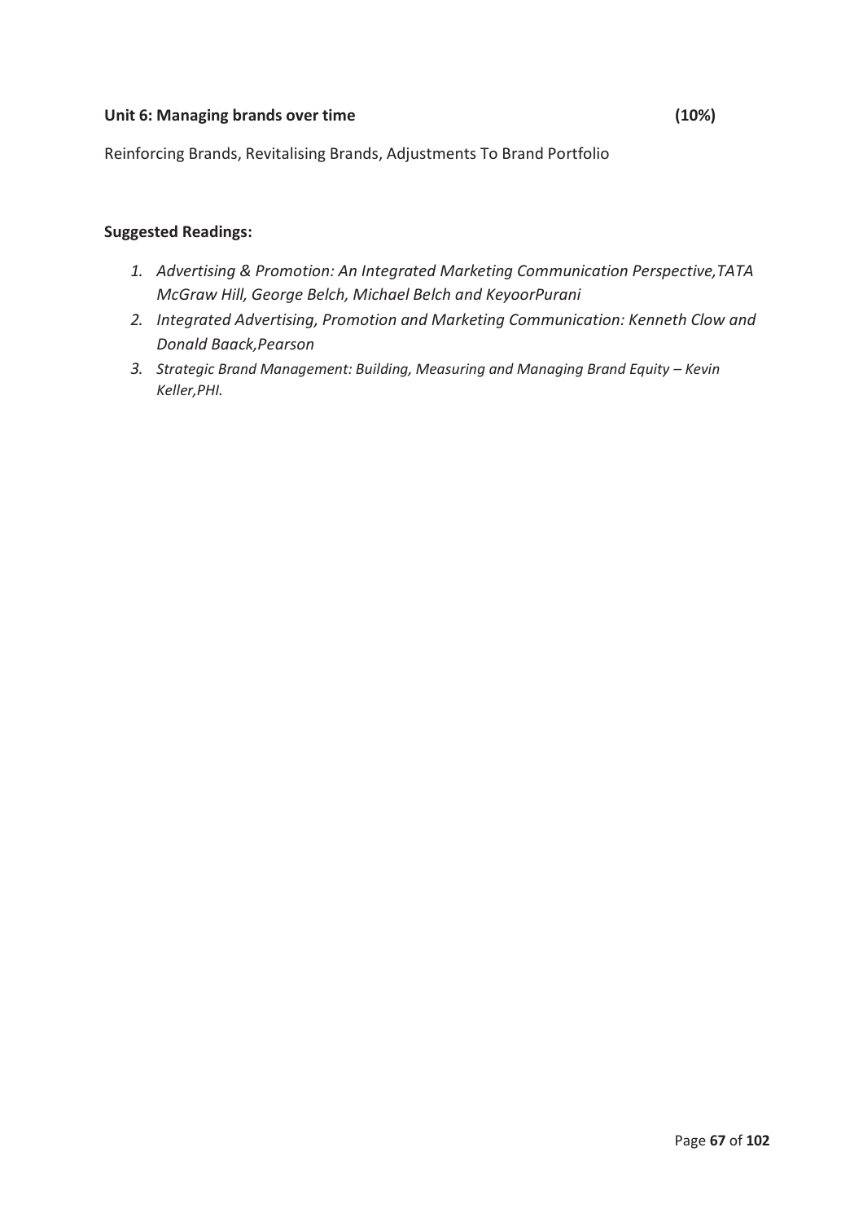**Unit 6: Managing brands over time (10%)**

Reinforcing Brands, Revitalising Brands, Adjustments To Brand Portfolio

**Suggested Readings:**

1. *Advertising & Promotion: An Integrated Marketing Communication Perspective,TATA McGraw Hill, George Belch, Michael Belch and KeyoorPurani*
2. *Integrated Advertising, Promotion and Marketing Communication: Kenneth Clow and Donald Baack,Pearson*
3. *Strategic Brand Management: Building, Measuring and Managing Brand Equity – Kevin Keller,PHI.*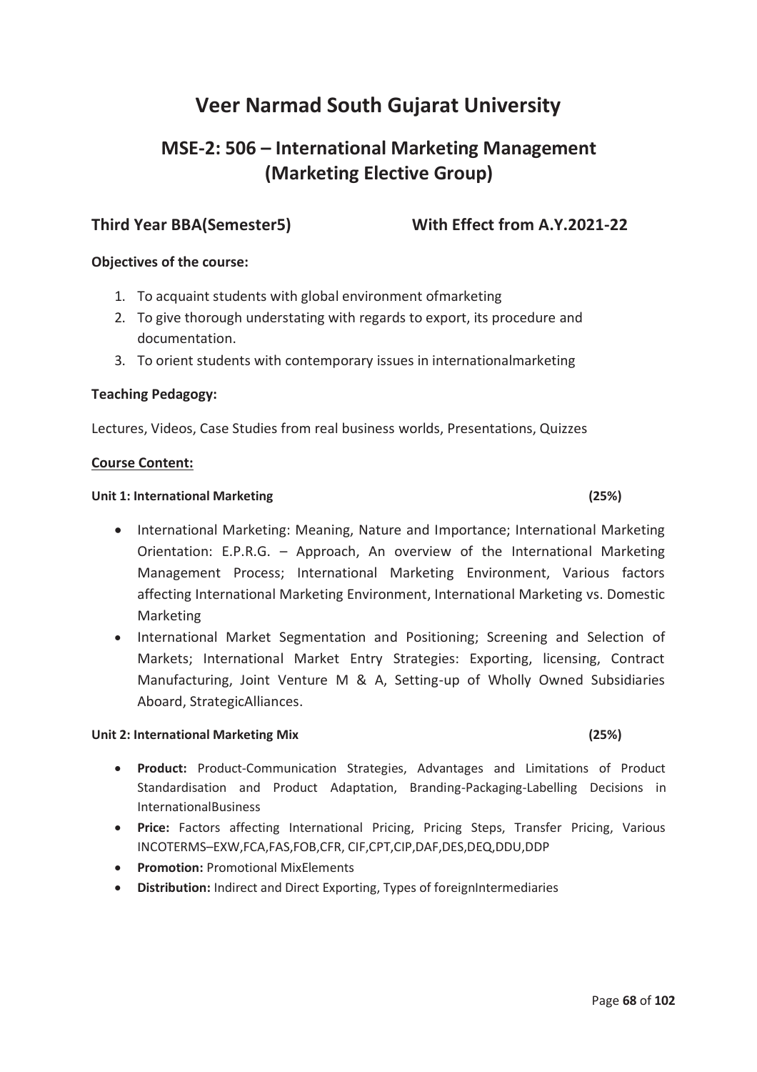# Veer Narmad South Gujarat University

## MSE-2: 506 – International Marketing Management (Marketing Elective Group)

**Third Year BBA(Semester5)** **With Effect from A.Y.2021-22**

**Objectives of the course:**

1. To acquaint students with global environment ofmarketing
2. To give thorough understating with regards to export, its procedure and documentation.
3. To orient students with contemporary issues in internationalmarketing

**Teaching Pedagogy:**

Lectures, Videos, Case Studies from real business worlds, Presentations, Quizzes

**Course Content:**

**Unit 1: International Marketing (25%)**

- International Marketing: Meaning, Nature and Importance; International Marketing Orientation: E.P.R.G. – Approach, An overview of the International Marketing Management Process; International Marketing Environment, Various factors affecting International Marketing Environment, International Marketing vs. Domestic Marketing
- International Market Segmentation and Positioning; Screening and Selection of Markets; International Market Entry Strategies: Exporting, licensing, Contract Manufacturing, Joint Venture M & A, Setting-up of Wholly Owned Subsidiaries Aboard, StrategicAlliances.

**Unit 2: International Marketing Mix (25%)**

- **Product:** Product-Communication Strategies, Advantages and Limitations of Product Standardisation and Product Adaptation, Branding-Packaging-Labelling Decisions in InternationalBusiness
- **Price:** Factors affecting International Pricing, Pricing Steps, Transfer Pricing, Various INCOTERMS–EXW,FCA,FAS,FOB,CFR, CIF,CPT,CIP,DAF,DES,DEQ,DDU,DDP
- **Promotion:** Promotional MixElements
- **Distribution:** Indirect and Direct Exporting, Types of foreignIntermediaries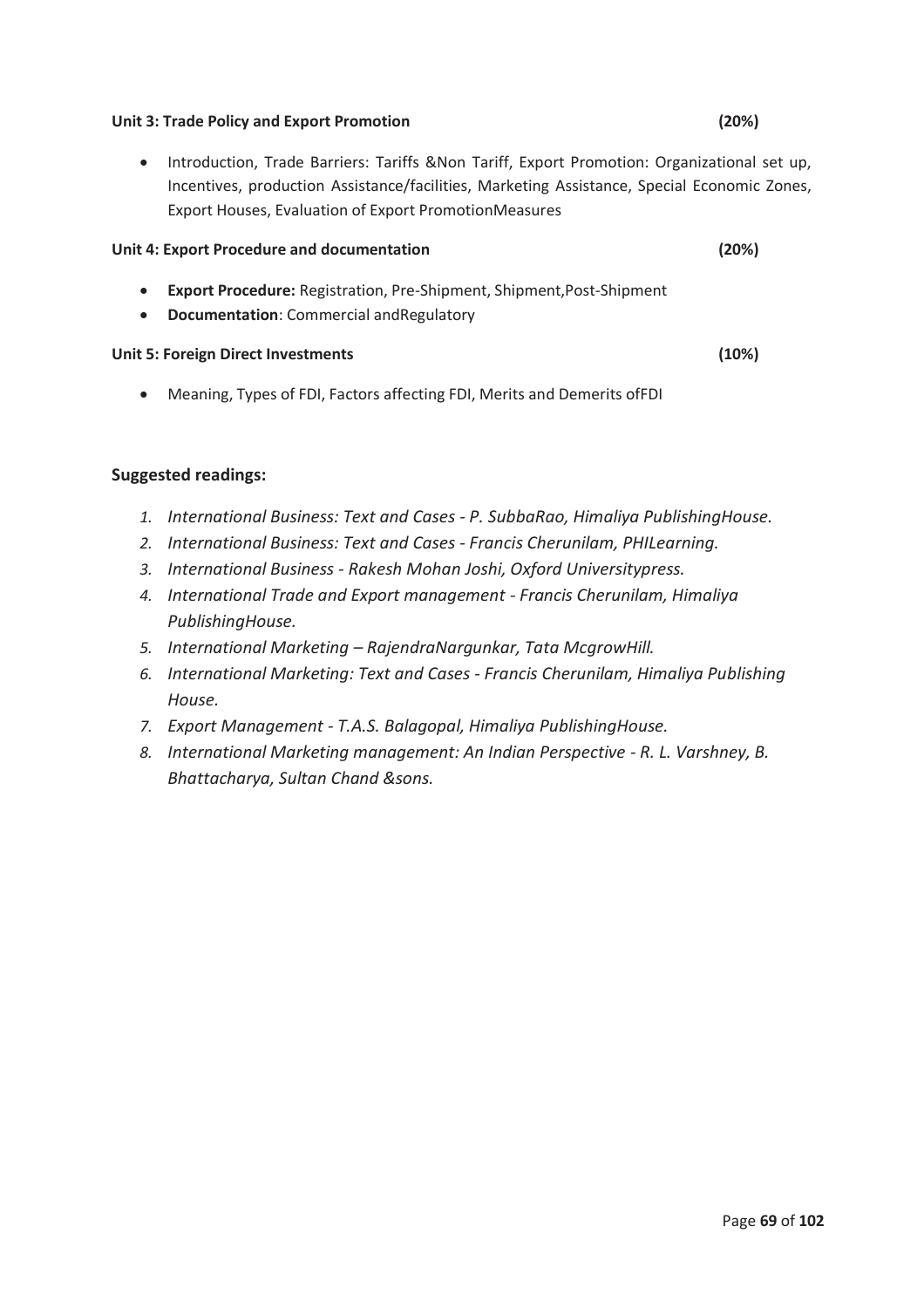**Unit 3: Trade Policy and Export Promotion (20%)**

- Introduction, Trade Barriers: Tariffs &Non Tariff, Export Promotion: Organizational set up, Incentives, production Assistance/facilities, Marketing Assistance, Special Economic Zones, Export Houses, Evaluation of Export PromotionMeasures

**Unit 4: Export Procedure and documentation (20%)**

- **Export Procedure:** Registration, Pre-Shipment, Shipment,Post-Shipment
- **Documentation**: Commercial andRegulatory

**Unit 5: Foreign Direct Investments (10%)**

- Meaning, Types of FDI, Factors affecting FDI, Merits and Demerits ofFDI

## Suggested readings:

1. *International Business: Text and Cases - P. SubbaRao, Himaliya PublishingHouse.*
2. *International Business: Text and Cases - Francis Cherunilam, PHILearning.*
3. *International Business - Rakesh Mohan Joshi, Oxford Universitypress.*
4. *International Trade and Export management - Francis Cherunilam, Himaliya PublishingHouse.*
5. *International Marketing – RajendraNargunkar, Tata McgrowHill.*
6. *International Marketing: Text and Cases - Francis Cherunilam, Himaliya Publishing House.*
7. *Export Management - T.A.S. Balagopal, Himaliya PublishingHouse.*
8. *International Marketing management: An Indian Perspective - R. L. Varshney, B. Bhattacharya, Sultan Chand &sons.*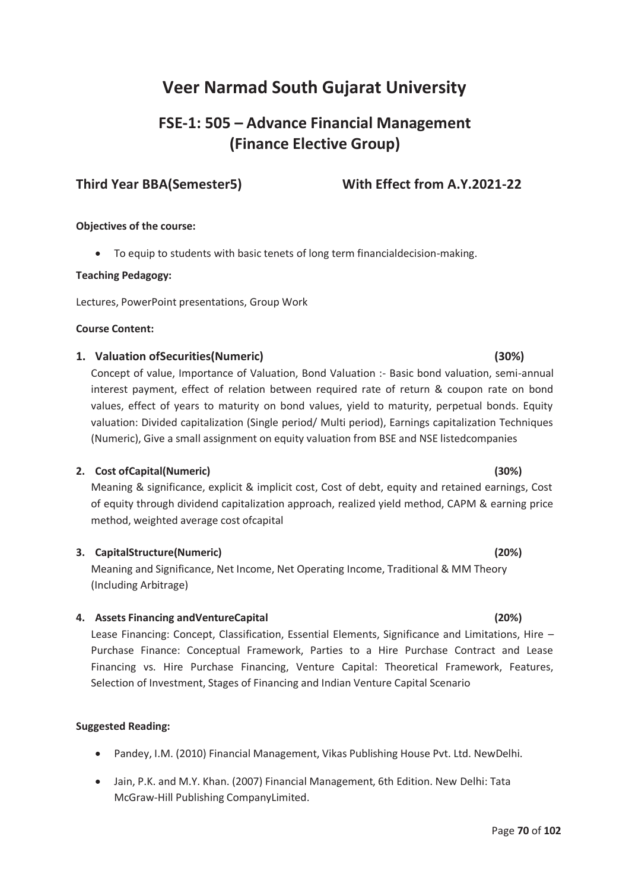# Veer Narmad South Gujarat University

## FSE-1: 505 – Advance Financial Management (Finance Elective Group)

**Third Year BBA(Semester5) With Effect from A.Y.2021-22**

**Objectives of the course:**

- To equip to students with basic tenets of long term financialdecision-making.

**Teaching Pedagogy:**

Lectures, PowerPoint presentations, Group Work

**Course Content:**

**1. Valuation ofSecurities(Numeric) (30%)**

Concept of value, Importance of Valuation, Bond Valuation :- Basic bond valuation, semi-annual interest payment, effect of relation between required rate of return & coupon rate on bond values, effect of years to maturity on bond values, yield to maturity, perpetual bonds. Equity valuation: Divided capitalization (Single period/ Multi period), Earnings capitalization Techniques (Numeric), Give a small assignment on equity valuation from BSE and NSE listedcompanies

**2. Cost ofCapital(Numeric) (30%)**

Meaning & significance, explicit & implicit cost, Cost of debt, equity and retained earnings, Cost of equity through dividend capitalization approach, realized yield method, CAPM & earning price method, weighted average cost ofcapital

**3. CapitalStructure(Numeric) (20%)**

Meaning and Significance, Net Income, Net Operating Income, Traditional & MM Theory (Including Arbitrage)

**4. Assets Financing andVentureCapital (20%)**

Lease Financing: Concept, Classification, Essential Elements, Significance and Limitations, Hire – Purchase Finance: Conceptual Framework, Parties to a Hire Purchase Contract and Lease Financing vs. Hire Purchase Financing, Venture Capital: Theoretical Framework, Features, Selection of Investment, Stages of Financing and Indian Venture Capital Scenario

**Suggested Reading:**

- Pandey, I.M. (2010) Financial Management, Vikas Publishing House Pvt. Ltd. NewDelhi.
- Jain, P.K. and M.Y. Khan. (2007) Financial Management, 6th Edition. New Delhi: Tata McGraw-Hill Publishing CompanyLimited.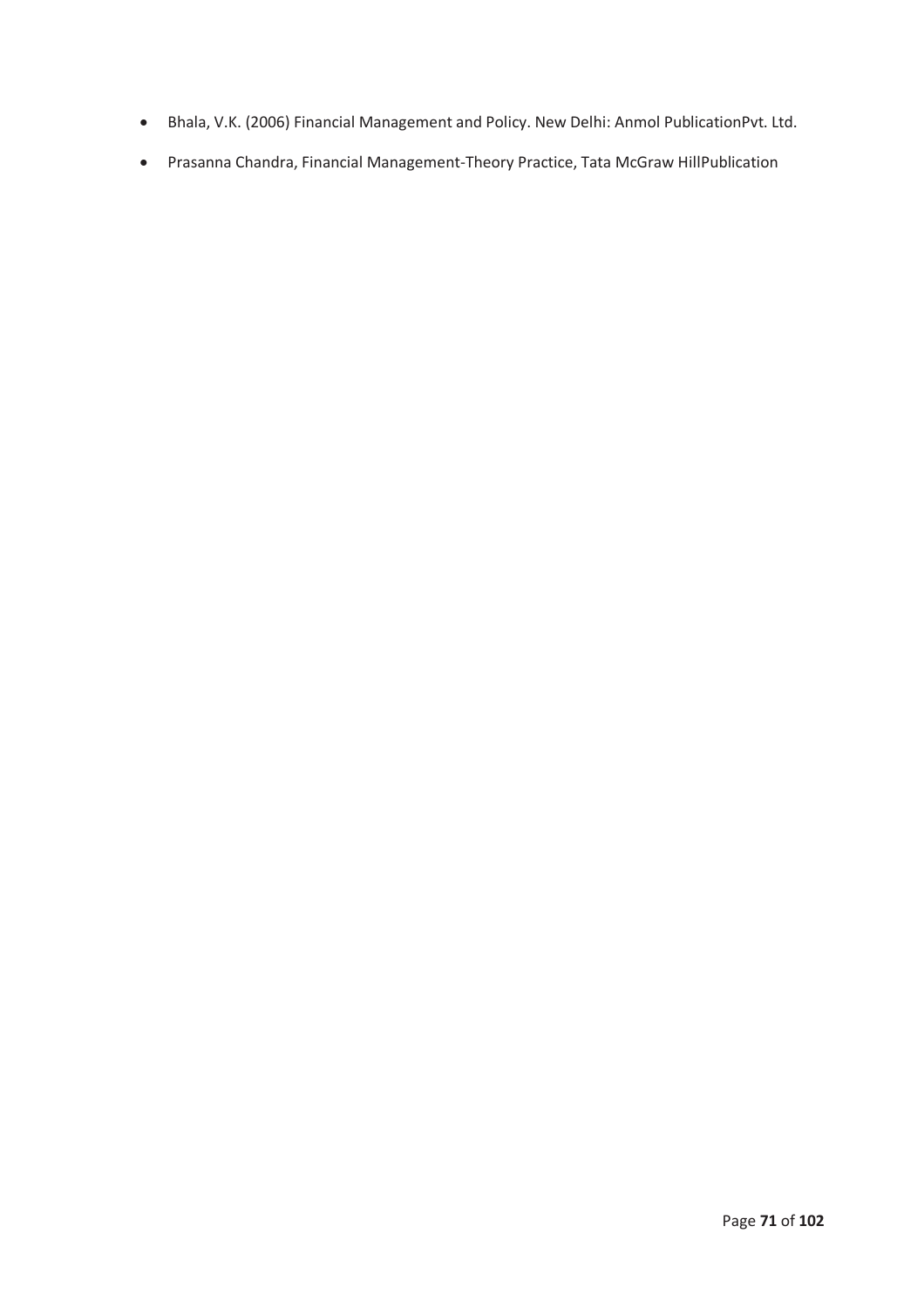- Bhala, V.K. (2006) Financial Management and Policy. New Delhi: Anmol PublicationPvt. Ltd.
- Prasanna Chandra, Financial Management-Theory Practice, Tata McGraw HillPublication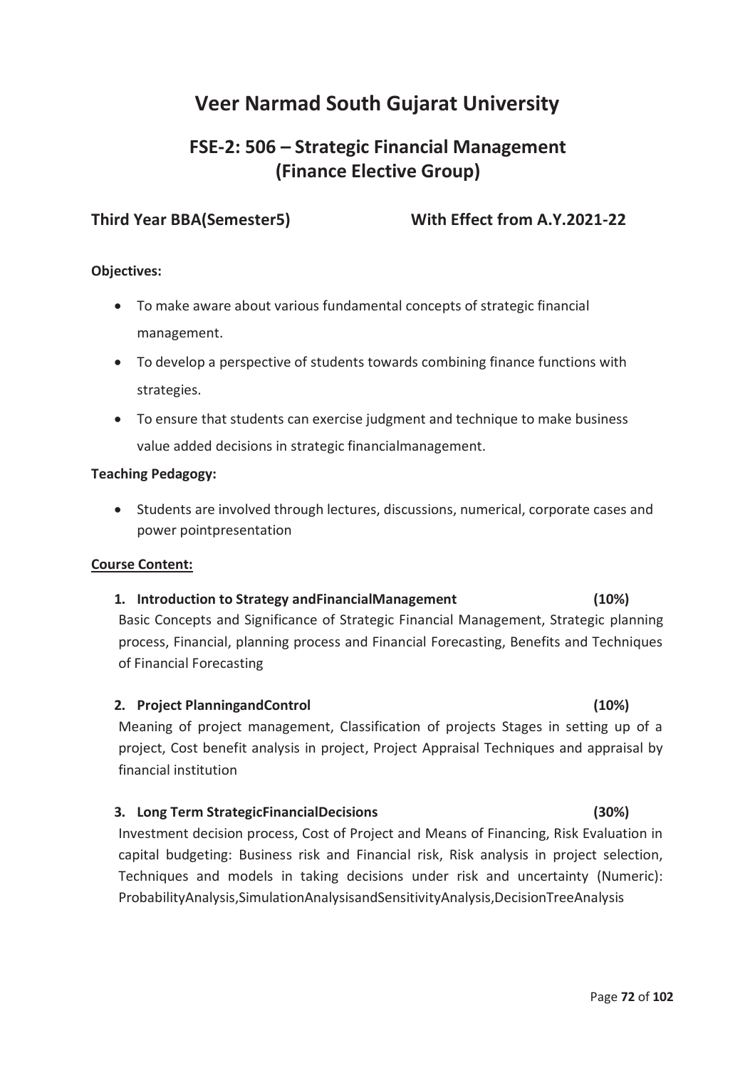# Veer Narmad South Gujarat University

## FSE-2: 506 – Strategic Financial Management (Finance Elective Group)

**Third Year BBA(Semester5) With Effect from A.Y.2021-22**

**Objectives:**

- To make aware about various fundamental concepts of strategic financial management.
- To develop a perspective of students towards combining finance functions with strategies.
- To ensure that students can exercise judgment and technique to make business value added decisions in strategic financialmanagement.

**Teaching Pedagogy:**

- Students are involved through lectures, discussions, numerical, corporate cases and power pointpresentation

**Course Content:**

1. **Introduction to Strategy andFinancialManagement (10%)**
   Basic Concepts and Significance of Strategic Financial Management, Strategic planning process, Financial, planning process and Financial Forecasting, Benefits and Techniques of Financial Forecasting

2. **Project PlanningandControl (10%)**
   Meaning of project management, Classification of projects Stages in setting up of a project, Cost benefit analysis in project, Project Appraisal Techniques and appraisal by financial institution

3. **Long Term StrategicFinancialDecisions (30%)**
   Investment decision process, Cost of Project and Means of Financing, Risk Evaluation in capital budgeting: Business risk and Financial risk, Risk analysis in project selection, Techniques and models in taking decisions under risk and uncertainty (Numeric): ProbabilityAnalysis,SimulationAnalysisandSensitivityAnalysis,DecisionTreeAnalysis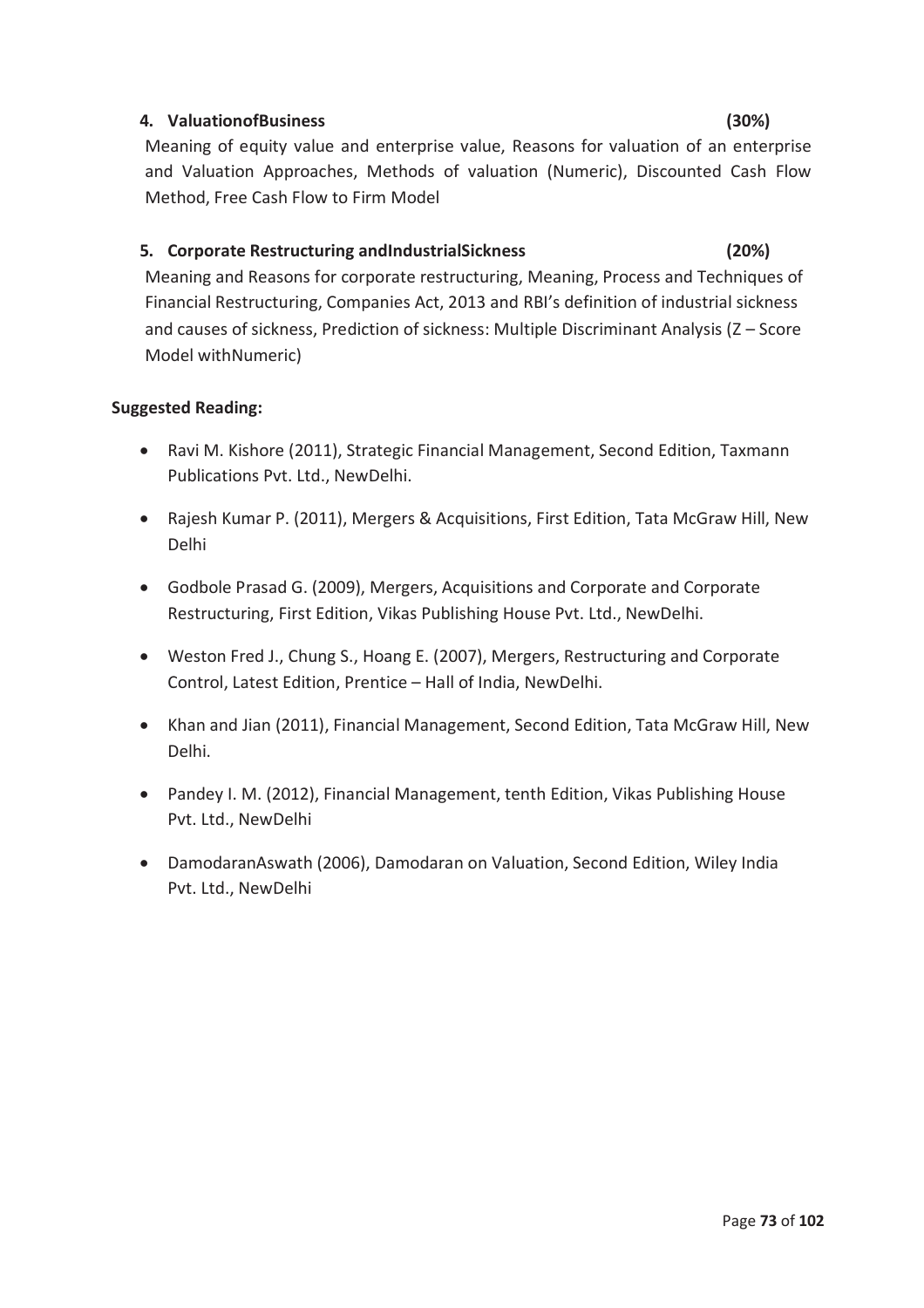**4. ValuationofBusiness (30%)**

Meaning of equity value and enterprise value, Reasons for valuation of an enterprise and Valuation Approaches, Methods of valuation (Numeric), Discounted Cash Flow Method, Free Cash Flow to Firm Model

**5. Corporate Restructuring andIndustrialSickness (20%)**

Meaning and Reasons for corporate restructuring, Meaning, Process and Techniques of Financial Restructuring, Companies Act, 2013 and RBI's definition of industrial sickness and causes of sickness, Prediction of sickness: Multiple Discriminant Analysis (Z – Score Model withNumeric)

**Suggested Reading:**

- Ravi M. Kishore (2011), Strategic Financial Management, Second Edition, Taxmann Publications Pvt. Ltd., NewDelhi.
- Rajesh Kumar P. (2011), Mergers & Acquisitions, First Edition, Tata McGraw Hill, New Delhi
- Godbole Prasad G. (2009), Mergers, Acquisitions and Corporate and Corporate Restructuring, First Edition, Vikas Publishing House Pvt. Ltd., NewDelhi.
- Weston Fred J., Chung S., Hoang E. (2007), Mergers, Restructuring and Corporate Control, Latest Edition, Prentice – Hall of India, NewDelhi.
- Khan and Jian (2011), Financial Management, Second Edition, Tata McGraw Hill, New Delhi.
- Pandey I. M. (2012), Financial Management, tenth Edition, Vikas Publishing House Pvt. Ltd., NewDelhi
- DamodaranAswath (2006), Damodaran on Valuation, Second Edition, Wiley India Pvt. Ltd., NewDelhi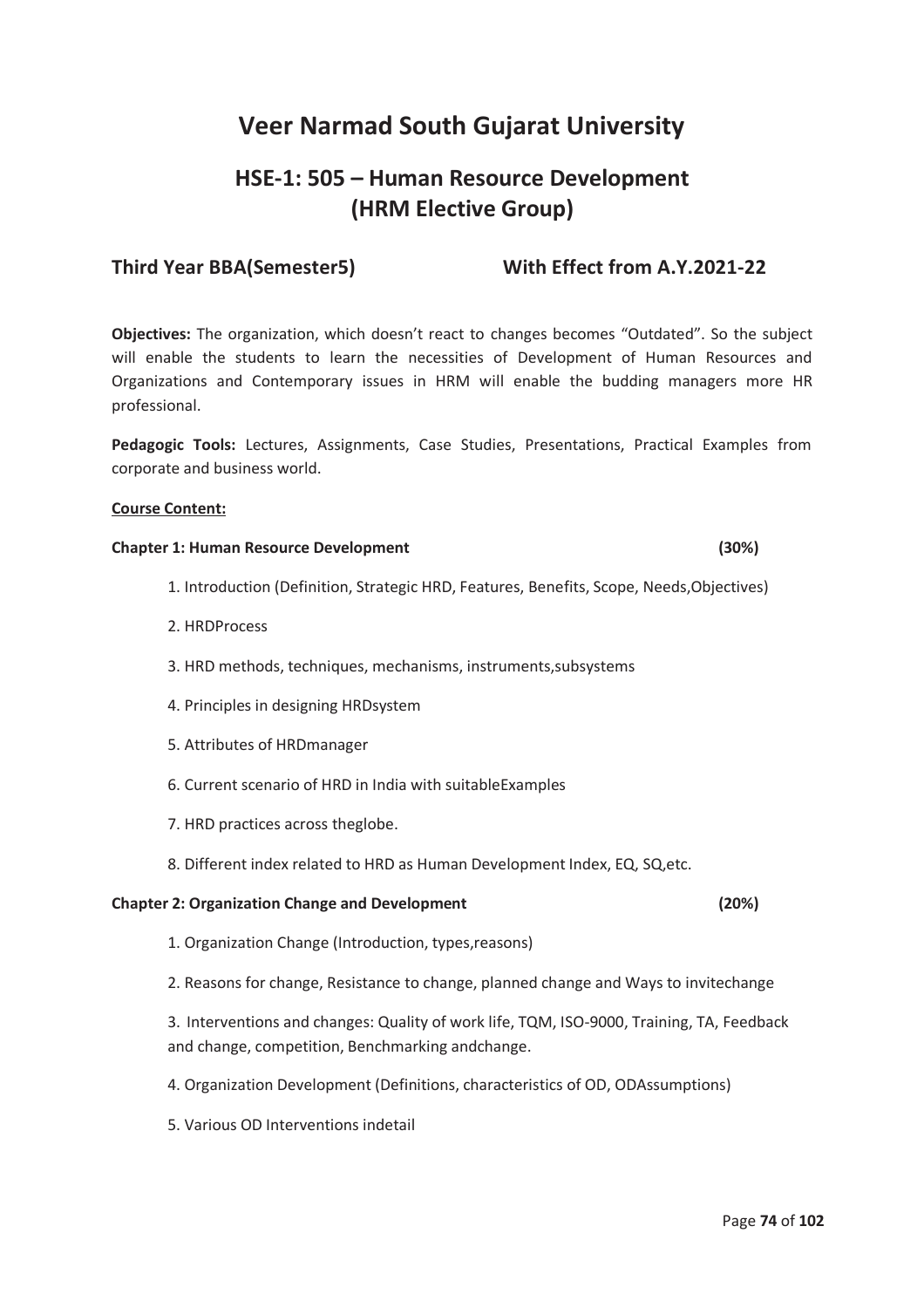# Veer Narmad South Gujarat University

## HSE-1: 505 – Human Resource Development (HRM Elective Group)

**Third Year BBA(Semester5) With Effect from A.Y.2021-22**

**Objectives:** The organization, which doesn't react to changes becomes "Outdated". So the subject will enable the students to learn the necessities of Development of Human Resources and Organizations and Contemporary issues in HRM will enable the budding managers more HR professional.

**Pedagogic Tools:** Lectures, Assignments, Case Studies, Presentations, Practical Examples from corporate and business world.

**Course Content:**

**Chapter 1: Human Resource Development (30%)**

1. Introduction (Definition, Strategic HRD, Features, Benefits, Scope, Needs,Objectives)
2. HRDProcess
3. HRD methods, techniques, mechanisms, instruments,subsystems
4. Principles in designing HRDsystem
5. Attributes of HRDmanager
6. Current scenario of HRD in India with suitableExamples
7. HRD practices across theglobe.
8. Different index related to HRD as Human Development Index, EQ, SQ,etc.

**Chapter 2: Organization Change and Development (20%)**

1. Organization Change (Introduction, types,reasons)
2. Reasons for change, Resistance to change, planned change and Ways to invitechange
3. Interventions and changes: Quality of work life, TQM, ISO-9000, Training, TA, Feedback and change, competition, Benchmarking andchange.
4. Organization Development (Definitions, characteristics of OD, ODAssumptions)
5. Various OD Interventions indetail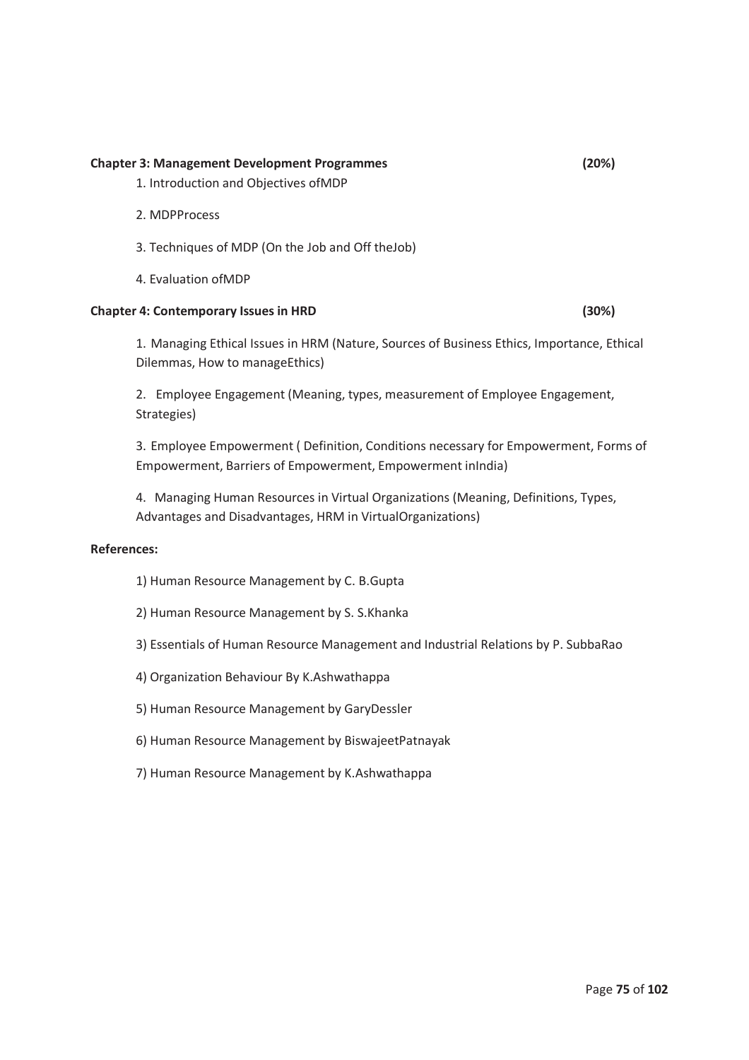**Chapter 3: Management Development Programmes (20%)**

1. Introduction and Objectives ofMDP
2. MDPProcess
3. Techniques of MDP (On the Job and Off theJob)
4. Evaluation ofMDP

**Chapter 4: Contemporary Issues in HRD (30%)**

1. Managing Ethical Issues in HRM (Nature, Sources of Business Ethics, Importance, Ethical Dilemmas, How to manageEthics)
2. Employee Engagement (Meaning, types, measurement of Employee Engagement, Strategies)
3. Employee Empowerment ( Definition, Conditions necessary for Empowerment, Forms of Empowerment, Barriers of Empowerment, Empowerment inIndia)
4. Managing Human Resources in Virtual Organizations (Meaning, Definitions, Types, Advantages and Disadvantages, HRM in VirtualOrganizations)

**References:**

1) Human Resource Management by C. B.Gupta
2) Human Resource Management by S. S.Khanka
3) Essentials of Human Resource Management and Industrial Relations by P. SubbaRao
4) Organization Behaviour By K.Ashwathappa
5) Human Resource Management by GaryDessler
6) Human Resource Management by BiswajeetPatnayak
7) Human Resource Management by K.Ashwathappa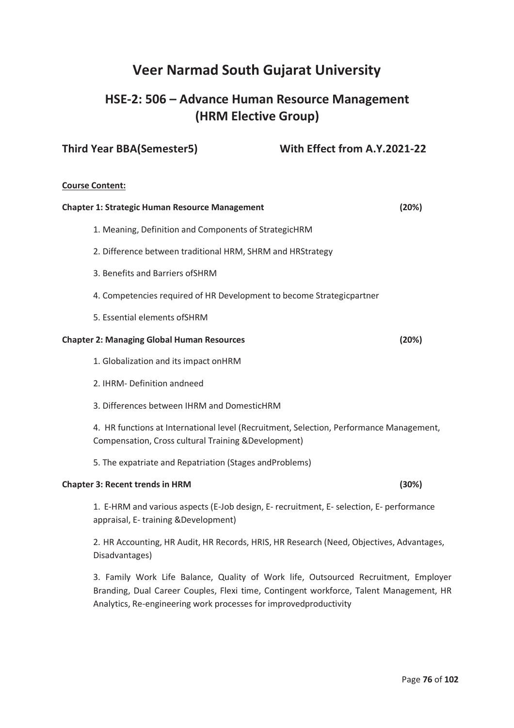# Veer Narmad South Gujarat University

## HSE-2: 506 – Advance Human Resource Management (HRM Elective Group)

**Third Year BBA(Semester5)** **With Effect from A.Y.2021-22**

**Course Content:**

**Chapter 1: Strategic Human Resource Management (20%)**

1. Meaning, Definition and Components of StrategicHRM
2. Difference between traditional HRM, SHRM and HRStrategy
3. Benefits and Barriers ofSHRM
4. Competencies required of HR Development to become Strategicpartner
5. Essential elements ofSHRM

**Chapter 2: Managing Global Human Resources (20%)**

1. Globalization and its impact onHRM
2. IHRM- Definition andneed
3. Differences between IHRM and DomesticHRM
4. HR functions at International level (Recruitment, Selection, Performance Management, Compensation, Cross cultural Training &Development)
5. The expatriate and Repatriation (Stages andProblems)

**Chapter 3: Recent trends in HRM (30%)**

1. E-HRM and various aspects (E-Job design, E- recruitment, E- selection, E- performance appraisal, E- training &Development)
2. HR Accounting, HR Audit, HR Records, HRIS, HR Research (Need, Objectives, Advantages, Disadvantages)
3. Family Work Life Balance, Quality of Work life, Outsourced Recruitment, Employer Branding, Dual Career Couples, Flexi time, Contingent workforce, Talent Management, HR Analytics, Re-engineering work processes for improvedproductivity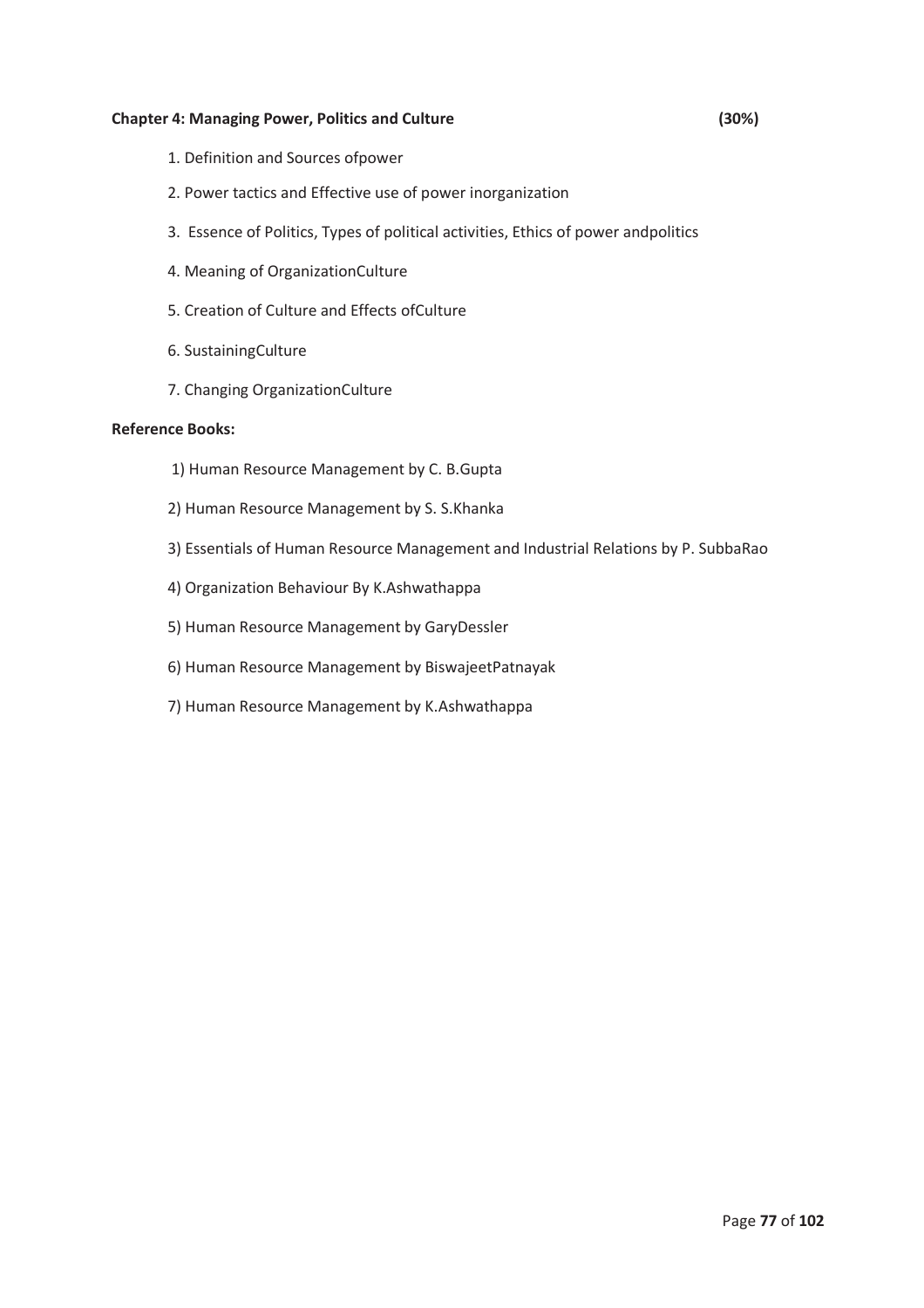**Chapter 4: Managing Power, Politics and Culture (30%)**

1. Definition and Sources ofpower
2. Power tactics and Effective use of power inorganization
3. Essence of Politics, Types of political activities, Ethics of power andpolitics
4. Meaning of OrganizationCulture
5. Creation of Culture and Effects ofCulture
6. SustainingCulture
7. Changing OrganizationCulture

**Reference Books:**

1) Human Resource Management by C. B.Gupta
2) Human Resource Management by S. S.Khanka
3) Essentials of Human Resource Management and Industrial Relations by P. SubbaRao
4) Organization Behaviour By K.Ashwathappa
5) Human Resource Management by GaryDessler
6) Human Resource Management by BiswajeetPatnayak
7) Human Resource Management by K.Ashwathappa